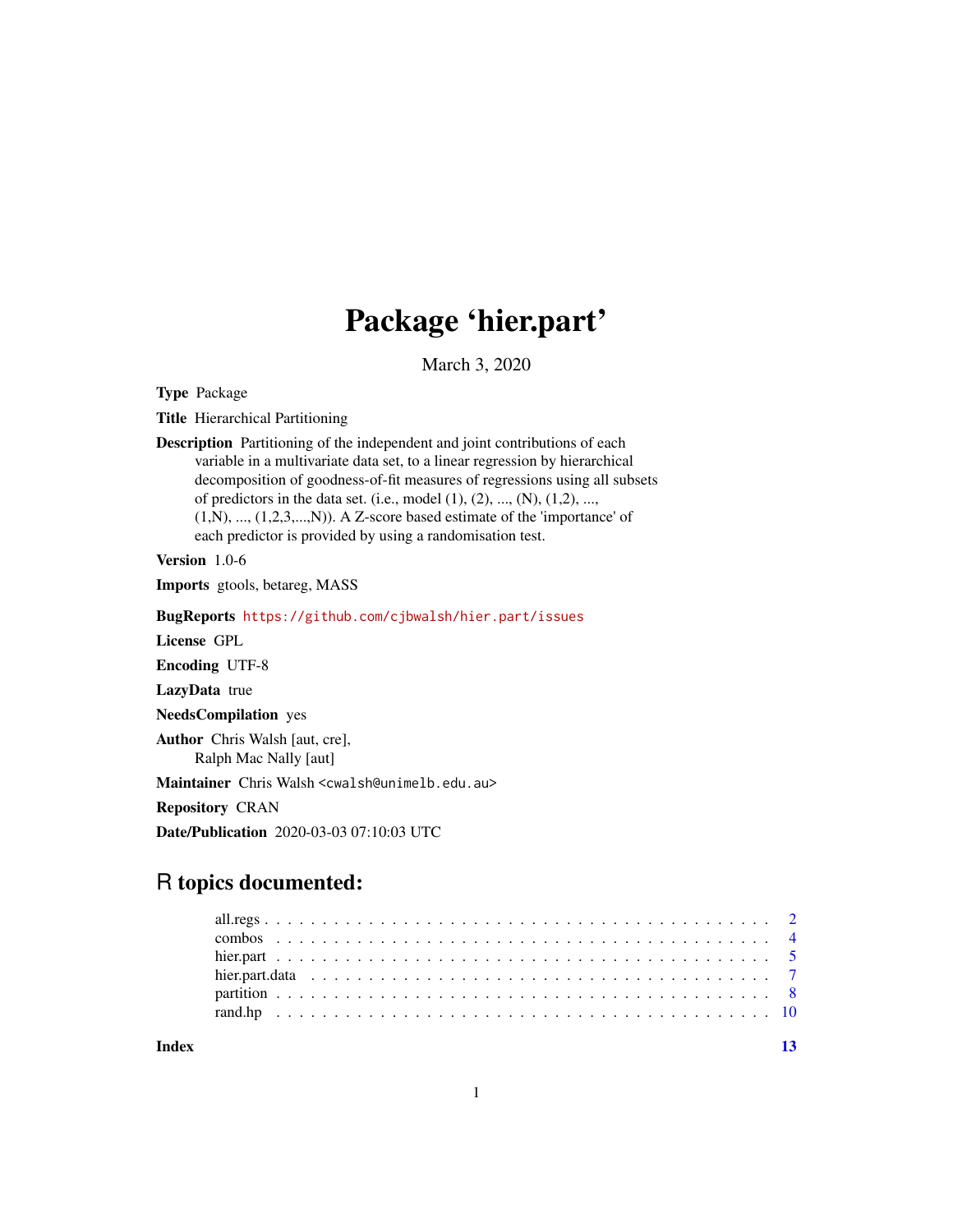# Package 'hier.part'

March 3, 2020

**Type** Package

**Title** Hierarchical Partitioning

**Description** Partitioning of the independent and joint contributions of each variable in a multivariate data set, to a linear regression by hierarchical decomposition of goodness-of-fit measures of regressions using all subsets of predictors in the data set. (i.e., model (1), (2), ..., (N), (1,2), ..., (1,N), ..., (1,2,3,...,N)). A Z-score based estimate of the 'importance' of each predictor is provided by using a randomisation test.

**Version** 1.0-6

**Imports** gtools, betareg, MASS

**BugReports** https://github.com/cjbwalsh/hier.part/issues

**License** GPL

**Encoding** UTF-8

**LazyData** true

**NeedsCompilation** yes

**Author** Chris Walsh [aut, cre], Ralph Mac Nally [aut]

**Maintainer** Chris Walsh <cwalsh@unimelb.edu.au>

**Repository** CRAN

**Date/Publication** 2020-03-03 07:10:03 UTC

## R topics documented:

- all.regs . . . . . . . . . . . . . . . . . . . . . . . . . . . . . . . . . . . . . . . . . 2
- combos . . . . . . . . . . . . . . . . . . . . . . . . . . . . . . . . . . . . . . . . . 4
- hier.part . . . . . . . . . . . . . . . . . . . . . . . . . . . . . . . . . . . . . . . . . 5
- hier.part.data . . . . . . . . . . . . . . . . . . . . . . . . . . . . . . . . . . . . . . 7
- partition . . . . . . . . . . . . . . . . . . . . . . . . . . . . . . . . . . . . . . . . . 8
- rand.hp . . . . . . . . . . . . . . . . . . . . . . . . . . . . . . . . . . . . . . . . . 10

**Index** 13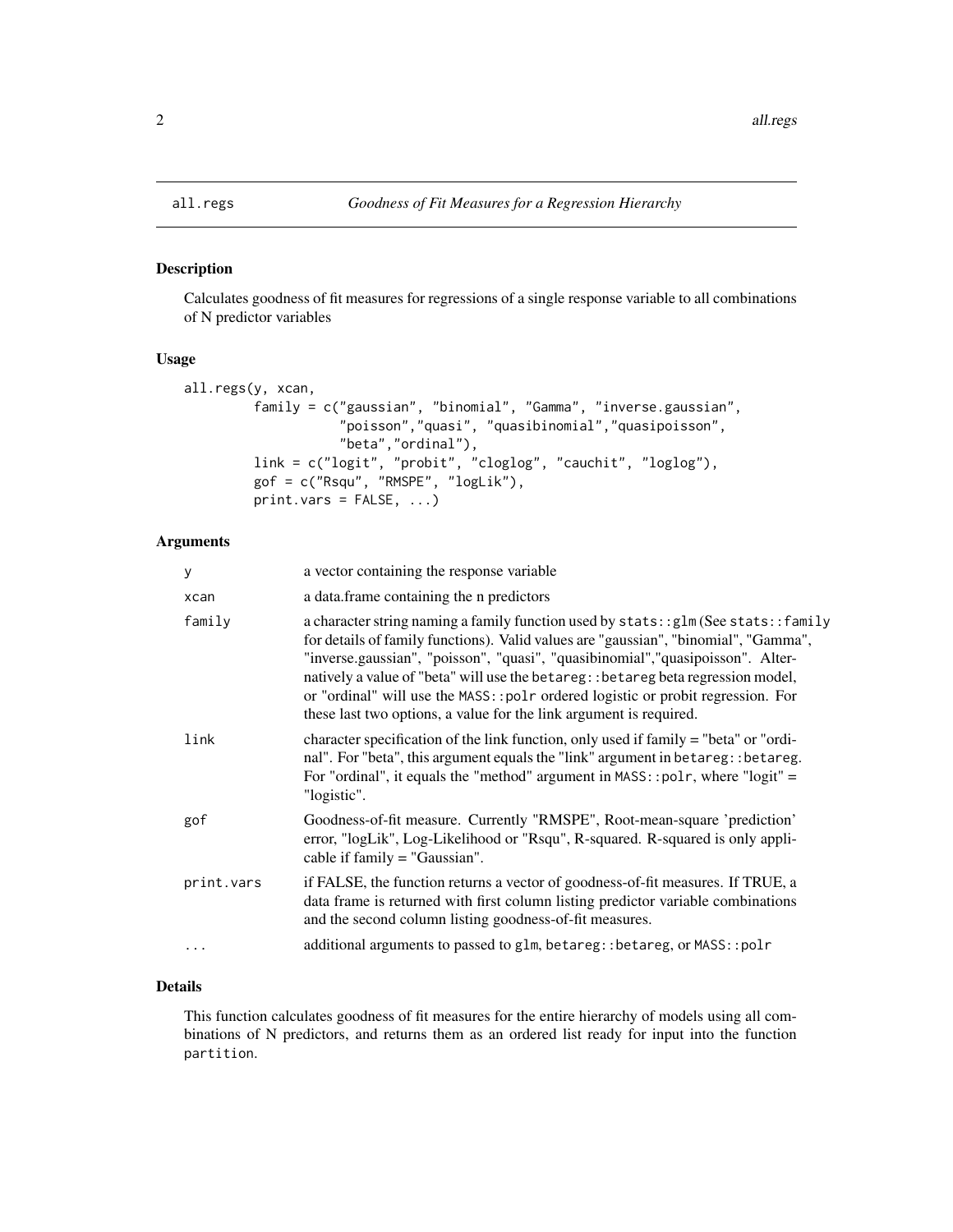# all.regs *Goodness of Fit Measures for a Regression Hierarchy*

## Description

Calculates goodness of fit measures for regressions of a single response variable to all combinations of N predictor variables

## Usage

```
all.regs(y, xcan,
        family = c("gaussian", "binomial", "Gamma", "inverse.gaussian",
                  "poisson","quasi", "quasibinomial","quasipoisson",
                  "beta","ordinal"),
        link = c("logit", "probit", "cloglog", "cauchit", "loglog"),
        gof = c("Rsqu", "RMSPE", "logLik"),
        print.vars = FALSE, ...)
```

## Arguments

| | |
|---|---|
| `y` | a vector containing the response variable |
| `xcan` | a data.frame containing the n predictors |
| `family` | a character string naming a family function used by `stats::glm` (See `stats::family` for details of family functions). Valid values are "gaussian", "binomial", "Gamma", "inverse.gaussian", "poisson", "quasi", "quasibinomial","quasipoisson". Alternatively a value of "beta" will use the `betareg::betareg` beta regression model, or "ordinal" will use the `MASS::polr` ordered logistic or probit regression. For these last two options, a value for the link argument is required. |
| `link` | character specification of the link function, only used if family = "beta" or "ordinal". For "beta", this argument equals the "link" argument in `betareg::betareg`. For "ordinal", it equals the "method" argument in `MASS::polr`, where "logit" = "logistic". |
| `gof` | Goodness-of-fit measure. Currently "RMSPE", Root-mean-square 'prediction' error, "logLik", Log-Likelihood or "Rsqu", R-squared. R-squared is only applicable if family = "Gaussian". |
| `print.vars` | if FALSE, the function returns a vector of goodness-of-fit measures. If TRUE, a data frame is returned with first column listing predictor variable combinations and the second column listing goodness-of-fit measures. |
| `...` | additional arguments to passed to `glm`, `betareg::betareg`, or `MASS::polr` |

## Details

This function calculates goodness of fit measures for the entire hierarchy of models using all combinations of N predictors, and returns them as an ordered list ready for input into the function `partition`.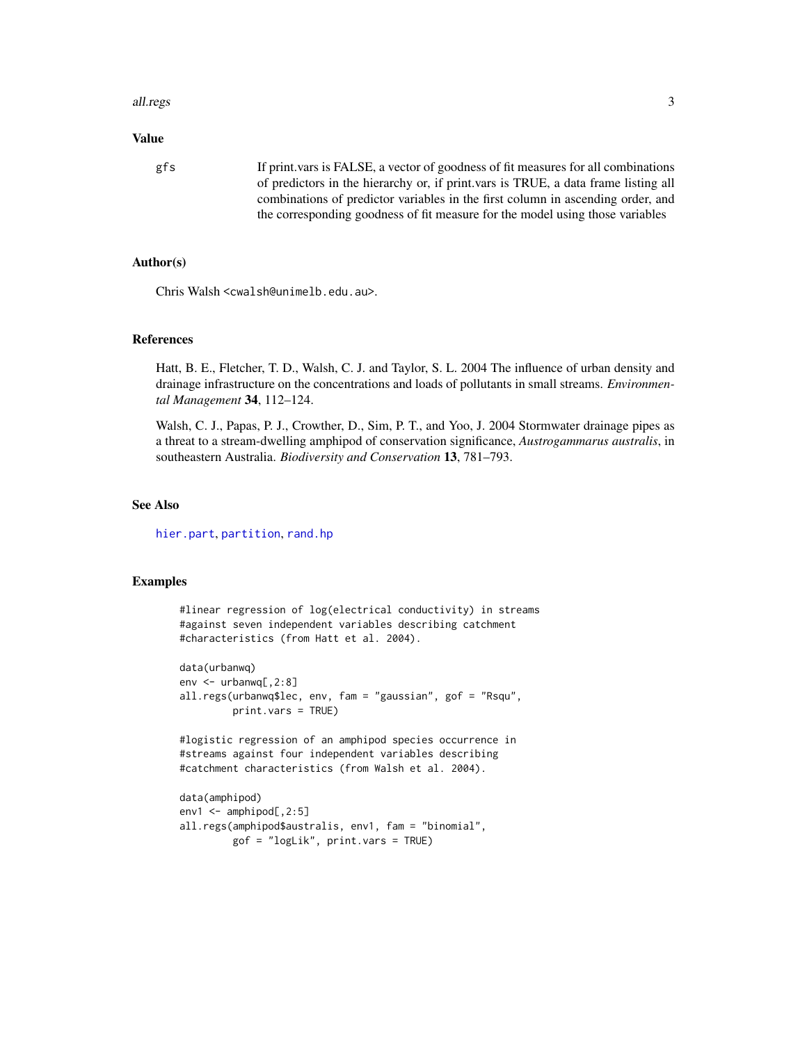## Value

gfs If print.vars is FALSE, a vector of goodness of fit measures for all combinations of predictors in the hierarchy or, if print.vars is TRUE, a data frame listing all combinations of predictor variables in the first column in ascending order, and the corresponding goodness of fit measure for the model using those variables

## Author(s)

Chris Walsh <cwalsh@unimelb.edu.au>.

## References

Hatt, B. E., Fletcher, T. D., Walsh, C. J. and Taylor, S. L. 2004 The influence of urban density and drainage infrastructure on the concentrations and loads of pollutants in small streams. *Environmental Management* **34**, 112–124.

Walsh, C. J., Papas, P. J., Crowther, D., Sim, P. T., and Yoo, J. 2004 Stormwater drainage pipes as a threat to a stream-dwelling amphipod of conservation significance, *Austrogammarus australis*, in southeastern Australia. *Biodiversity and Conservation* **13**, 781–793.

## See Also

hier.part, partition, rand.hp

## Examples

```
#linear regression of log(electrical conductivity) in streams
#against seven independent variables describing catchment
#characteristics (from Hatt et al. 2004).

data(urbanwq)
env <- urbanwq[,2:8]
all.regs(urbanwq$lec, env, fam = "gaussian", gof = "Rsqu",
         print.vars = TRUE)

#logistic regression of an amphipod species occurrence in
#streams against four independent variables describing
#catchment characteristics (from Walsh et al. 2004).

data(amphipod)
env1 <- amphipod[,2:5]
all.regs(amphipod$australis, env1, fam = "binomial",
         gof = "logLik", print.vars = TRUE)
```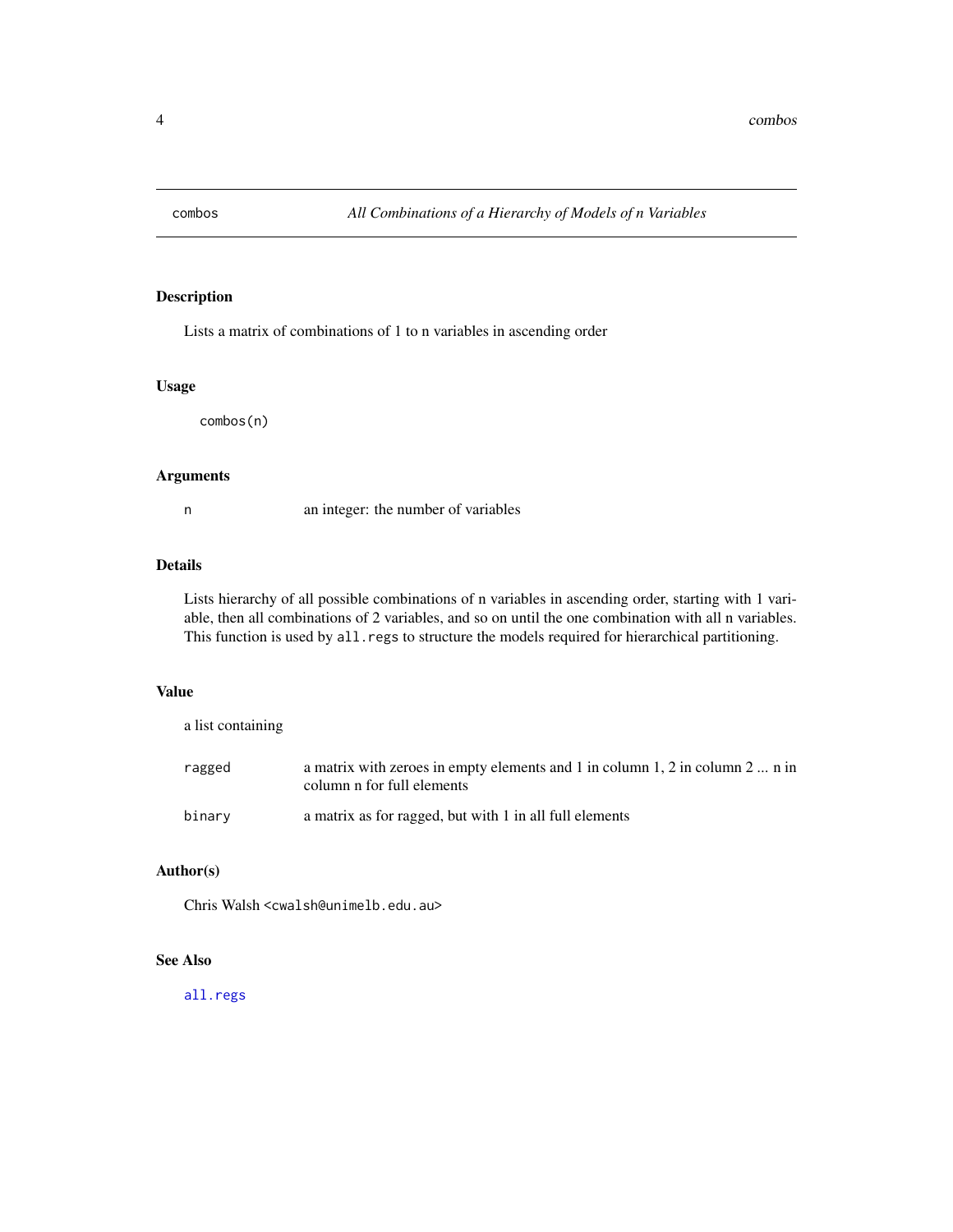# combos — *All Combinations of a Hierarchy of Models of n Variables*

## Description

Lists a matrix of combinations of 1 to n variables in ascending order

## Usage

```
combos(n)
```

## Arguments

| | |
|---|---|
| `n` | an integer: the number of variables |

## Details

Lists hierarchy of all possible combinations of n variables in ascending order, starting with 1 variable, then all combinations of 2 variables, and so on until the one combination with all n variables. This function is used by `all.regs` to structure the models required for hierarchical partitioning.

## Value

a list containing

| | |
|---|---|
| `ragged` | a matrix with zeroes in empty elements and 1 in column 1, 2 in column 2 ... n in column n for full elements |
| `binary` | a matrix as for ragged, but with 1 in all full elements |

## Author(s)

Chris Walsh <`cwalsh@unimelb.edu.au`>

## See Also

`all.regs`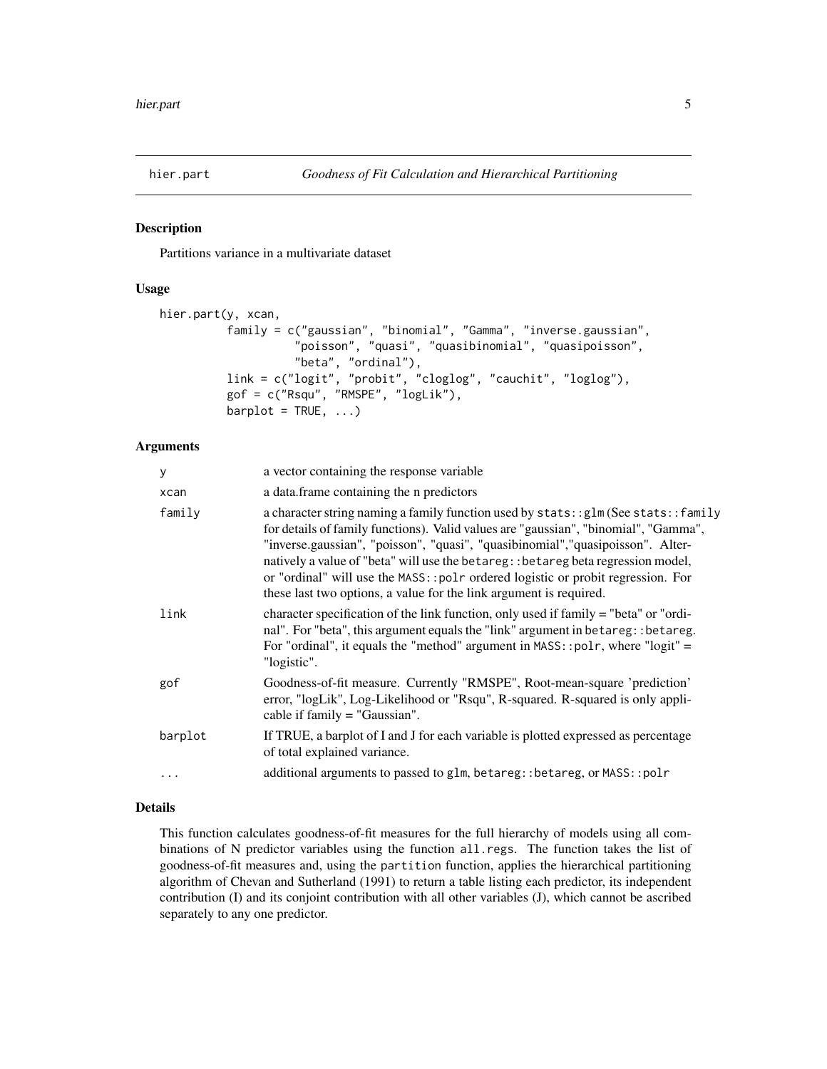## hier.part — *Goodness of Fit Calculation and Hierarchical Partitioning*

### Description

Partitions variance in a multivariate dataset

### Usage

```
hier.part(y, xcan,
          family = c("gaussian", "binomial", "Gamma", "inverse.gaussian",
                     "poisson", "quasi", "quasibinomial", "quasipoisson",
                     "beta", "ordinal"),
          link = c("logit", "probit", "cloglog", "cauchit", "loglog"),
          gof = c("Rsqu", "RMSPE", "logLik"),
          barplot = TRUE, ...)
```

### Arguments

| | |
|---|---|
| `y` | a vector containing the response variable |
| `xcan` | a data.frame containing the n predictors |
| `family` | a character string naming a family function used by `stats::glm` (See `stats::family` for details of family functions). Valid values are "gaussian", "binomial", "Gamma", "inverse.gaussian", "poisson", "quasi", "quasibinomial","quasipoisson". Alternatively a value of "beta" will use the `betareg::betareg` beta regression model, or "ordinal" will use the `MASS::polr` ordered logistic or probit regression. For these last two options, a value for the link argument is required. |
| `link` | character specification of the link function, only used if family = "beta" or "ordinal". For "beta", this argument equals the "link" argument in `betareg::betareg`. For "ordinal", it equals the "method" argument in `MASS::polr`, where "logit" = "logistic". |
| `gof` | Goodness-of-fit measure. Currently "RMSPE", Root-mean-square 'prediction' error, "logLik", Log-Likelihood or "Rsqu", R-squared. R-squared is only applicable if family = "Gaussian". |
| `barplot` | If TRUE, a barplot of I and J for each variable is plotted expressed as percentage of total explained variance. |
| `...` | additional arguments to passed to `glm`, `betareg::betareg`, or `MASS::polr` |

### Details

This function calculates goodness-of-fit measures for the full hierarchy of models using all combinations of N predictor variables using the function `all.regs`. The function takes the list of goodness-of-fit measures and, using the `partition` function, applies the hierarchical partitioning algorithm of Chevan and Sutherland (1991) to return a table listing each predictor, its independent contribution (I) and its conjoint contribution with all other variables (J), which cannot be ascribed separately to any one predictor.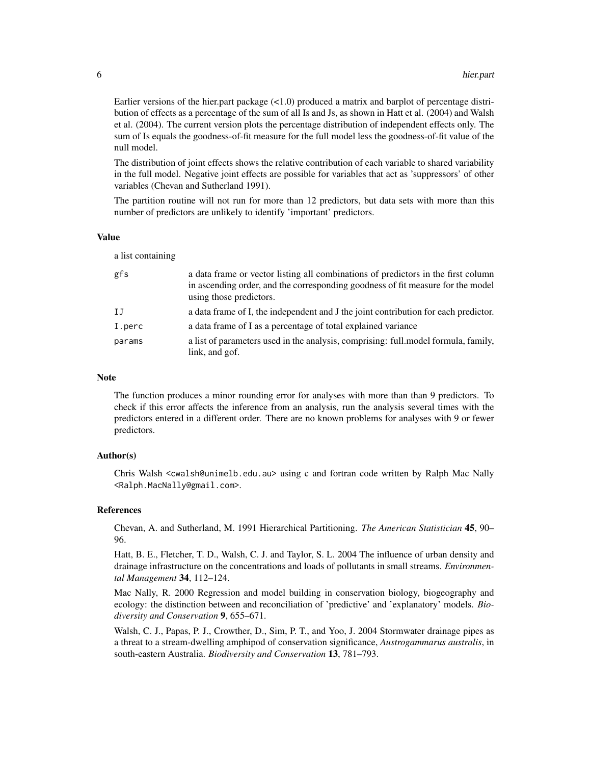Earlier versions of the hier.part package (<1.0) produced a matrix and barplot of percentage distribution of effects as a percentage of the sum of all Is and Js, as shown in Hatt et al. (2004) and Walsh et al. (2004). The current version plots the percentage distribution of independent effects only. The sum of Is equals the goodness-of-fit measure for the full model less the goodness-of-fit value of the null model.

The distribution of joint effects shows the relative contribution of each variable to shared variability in the full model. Negative joint effects are possible for variables that act as 'suppressors' of other variables (Chevan and Sutherland 1991).

The partition routine will not run for more than 12 predictors, but data sets with more than this number of predictors are unlikely to identify 'important' predictors.

### Value

a list containing

| | |
|---|---|
| `gfs` | a data frame or vector listing all combinations of predictors in the first column in ascending order, and the corresponding goodness of fit measure for the model using those predictors. |
| `IJ` | a data frame of I, the independent and J the joint contribution for each predictor. |
| `I.perc` | a data frame of I as a percentage of total explained variance |
| `params` | a list of parameters used in the analysis, comprising: full.model formula, family, link, and gof. |

### Note

The function produces a minor rounding error for analyses with more than than 9 predictors. To check if this error affects the inference from an analysis, run the analysis several times with the predictors entered in a different order. There are no known problems for analyses with 9 or fewer predictors.

### Author(s)

Chris Walsh `<cwalsh@unimelb.edu.au>` using c and fortran code written by Ralph Mac Nally `<Ralph.MacNally@gmail.com>`.

### References

Chevan, A. and Sutherland, M. 1991 Hierarchical Partitioning. *The American Statistician* **45**, 90–96.

Hatt, B. E., Fletcher, T. D., Walsh, C. J. and Taylor, S. L. 2004 The influence of urban density and drainage infrastructure on the concentrations and loads of pollutants in small streams. *Environmental Management* **34**, 112–124.

Mac Nally, R. 2000 Regression and model building in conservation biology, biogeography and ecology: the distinction between and reconciliation of 'predictive' and 'explanatory' models. *Biodiversity and Conservation* **9**, 655–671.

Walsh, C. J., Papas, P. J., Crowther, D., Sim, P. T., and Yoo, J. 2004 Stormwater drainage pipes as a threat to a stream-dwelling amphipod of conservation significance, *Austrogammarus australis*, in south-eastern Australia. *Biodiversity and Conservation* **13**, 781–793.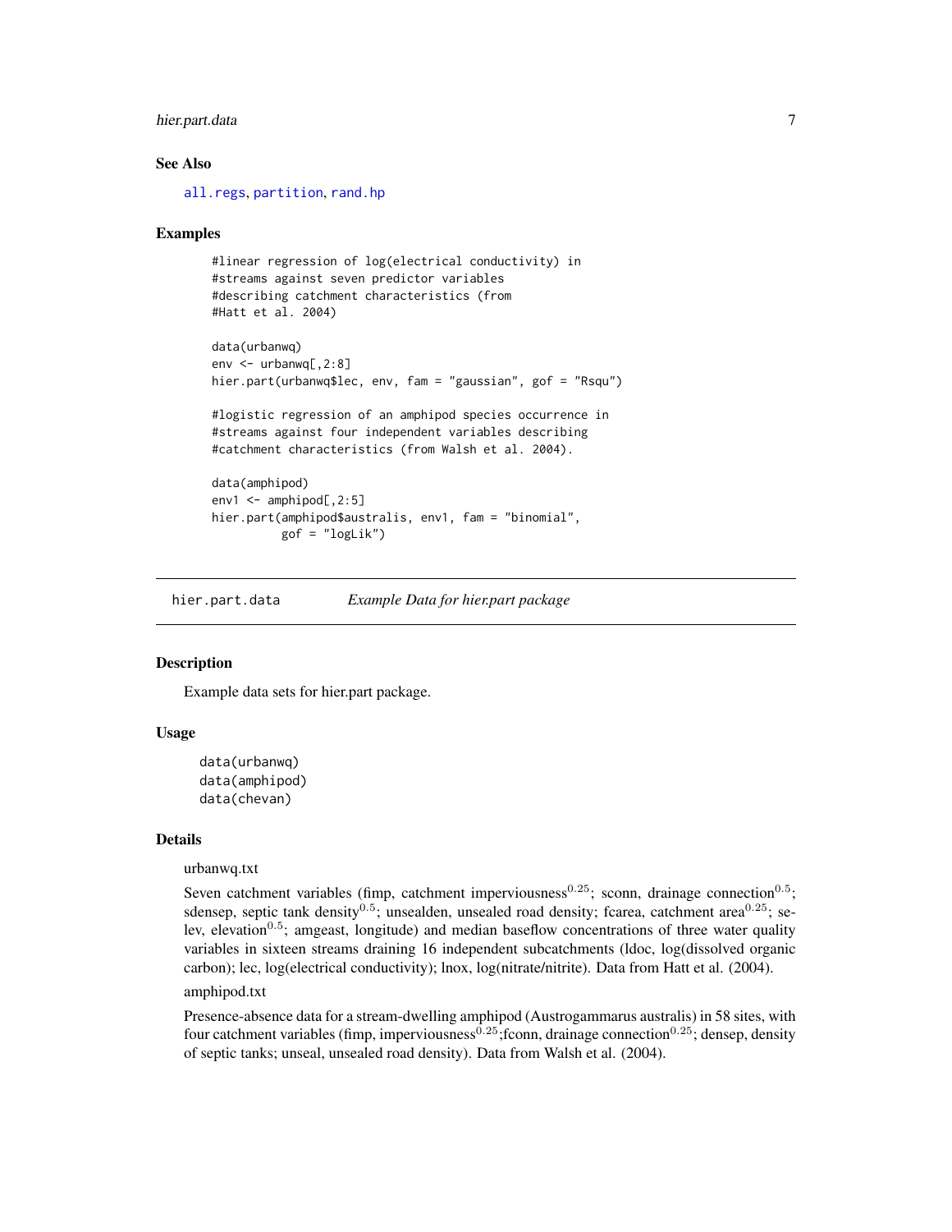## See Also

all.regs, partition, rand.hp

## Examples

```
#linear regression of log(electrical conductivity) in
#streams against seven predictor variables
#describing catchment characteristics (from
#Hatt et al. 2004)

data(urbanwq)
env <- urbanwq[,2:8]
hier.part(urbanwq$lec, env, fam = "gaussian", gof = "Rsqu")

#logistic regression of an amphipod species occurrence in
#streams against four independent variables describing
#catchment characteristics (from Walsh et al. 2004).

data(amphipod)
env1 <- amphipod[,2:5]
hier.part(amphipod$australis, env1, fam = "binomial",
          gof = "logLik")
```

---

# hier.part.data — *Example Data for hier.part package*

## Description

Example data sets for hier.part package.

## Usage

```
data(urbanwq)
data(amphipod)
data(chevan)
```

## Details

urbanwq.txt

Seven catchment variables (fimp, catchment imperviousness$^{0.25}$; sconn, drainage connection$^{0.5}$; sdensep, septic tank density$^{0.5}$; unsealden, unsealed road density; fcarea, catchment area$^{0.25}$; selev, elevation$^{0.5}$; amgeast, longitude) and median baseflow concentrations of three water quality variables in sixteen streams draining 16 independent subcatchments (ldoc, log(dissolved organic carbon); lec, log(electrical conductivity); lnox, log(nitrate/nitrite). Data from Hatt et al. (2004).

amphipod.txt

Presence-absence data for a stream-dwelling amphipod (Austrogammarus australis) in 58 sites, with four catchment variables (fimp, imperviousness$^{0.25}$;fconn, drainage connection$^{0.25}$; densep, density of septic tanks; unseal, unsealed road density). Data from Walsh et al. (2004).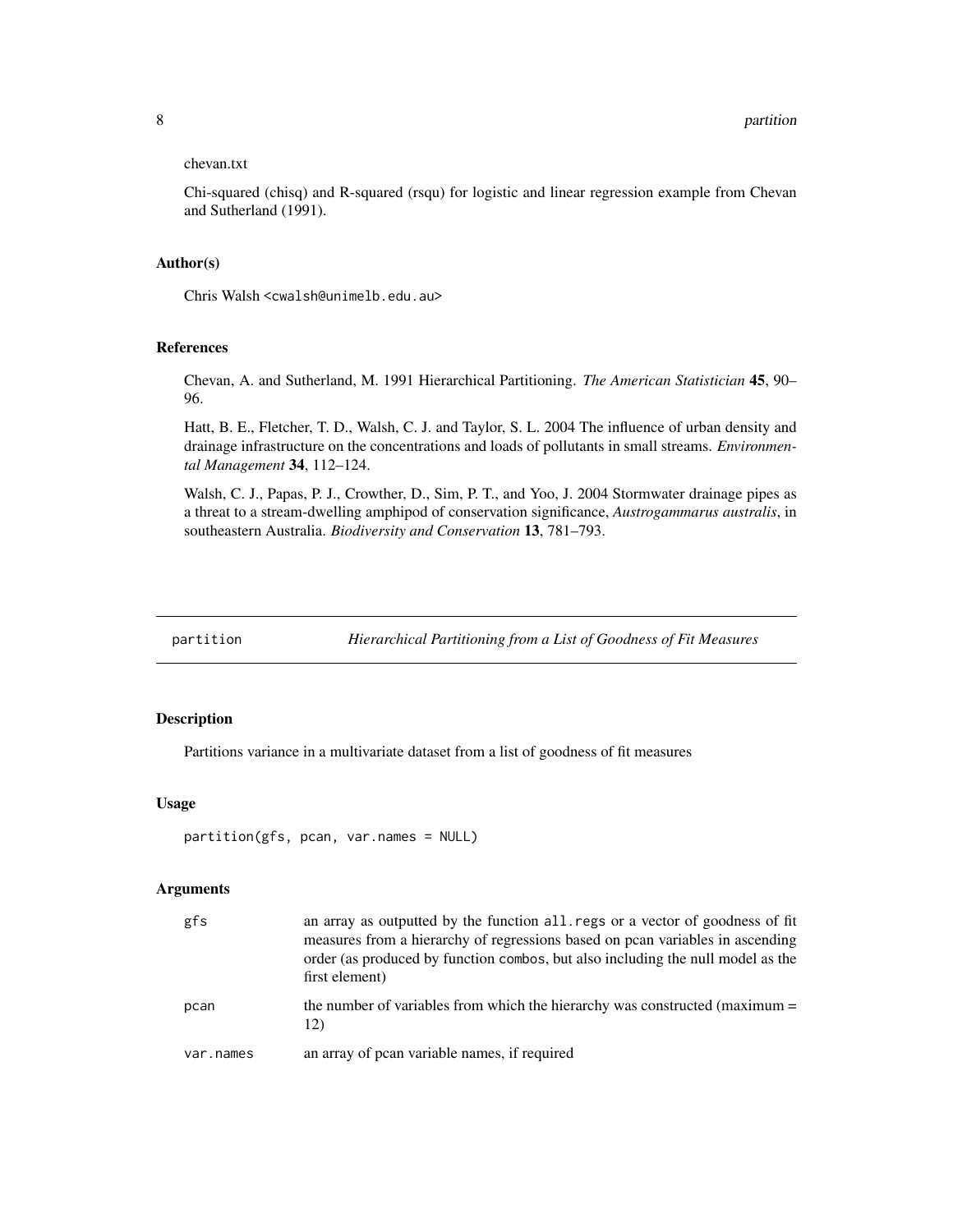chevan.txt

Chi-squared (chisq) and R-squared (rsqu) for logistic and linear regression example from Chevan and Sutherland (1991).

### Author(s)

Chris Walsh <cwalsh@unimelb.edu.au>

### References

Chevan, A. and Sutherland, M. 1991 Hierarchical Partitioning. *The American Statistician* **45**, 90–96.

Hatt, B. E., Fletcher, T. D., Walsh, C. J. and Taylor, S. L. 2004 The influence of urban density and drainage infrastructure on the concentrations and loads of pollutants in small streams. *Environmental Management* **34**, 112–124.

Walsh, C. J., Papas, P. J., Crowther, D., Sim, P. T., and Yoo, J. 2004 Stormwater drainage pipes as a threat to a stream-dwelling amphipod of conservation significance, *Austrogammarus australis*, in southeastern Australia. *Biodiversity and Conservation* **13**, 781–793.

---

## partition — *Hierarchical Partitioning from a List of Goodness of Fit Measures*

---

### Description

Partitions variance in a multivariate dataset from a list of goodness of fit measures

### Usage

```
partition(gfs, pcan, var.names = NULL)
```

### Arguments

| Argument | Description |
|---|---|
| gfs | an array as outputted by the function all.regs or a vector of goodness of fit measures from a hierarchy of regressions based on pcan variables in ascending order (as produced by function combos, but also including the null model as the first element) |
| pcan | the number of variables from which the hierarchy was constructed (maximum = 12) |
| var.names | an array of pcan variable names, if required |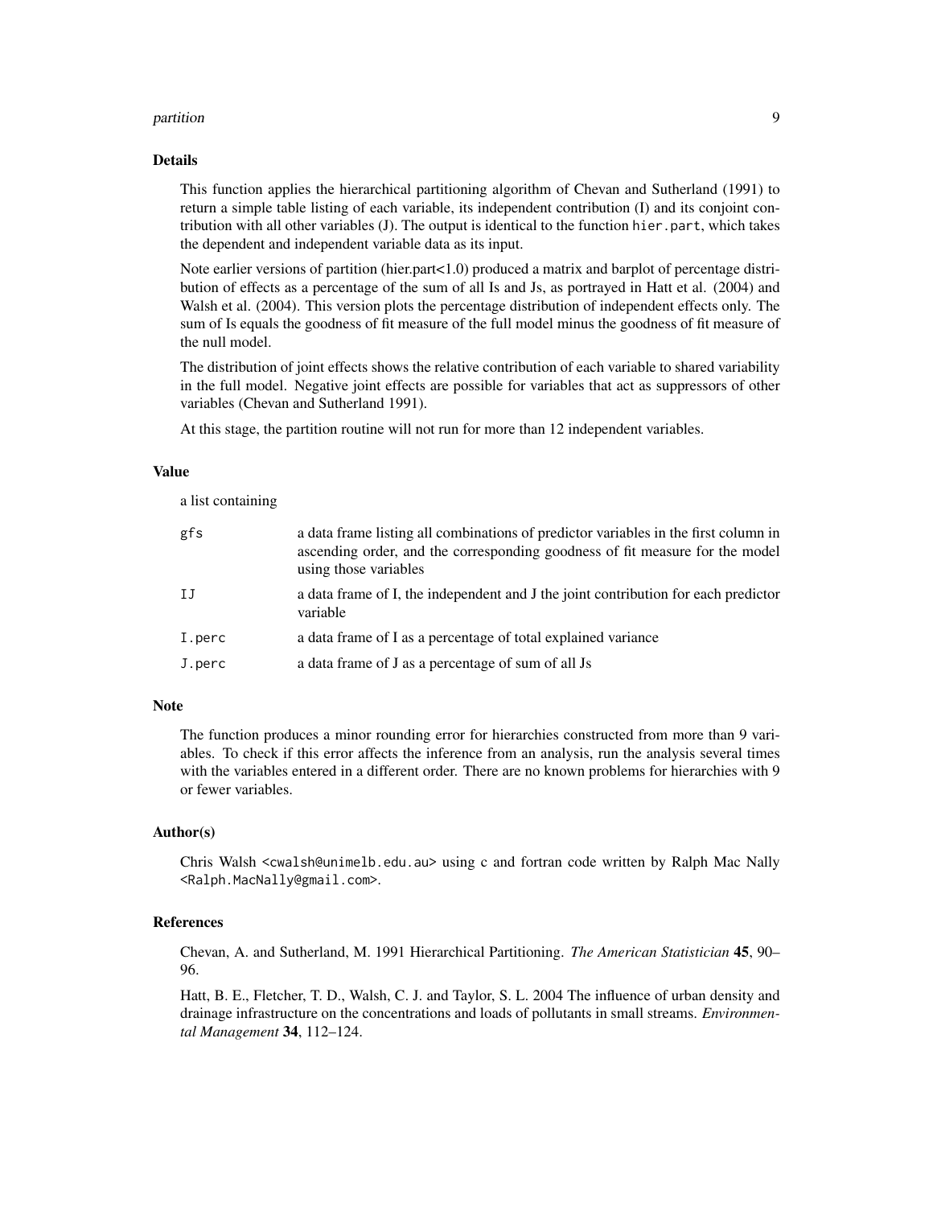## Details

This function applies the hierarchical partitioning algorithm of Chevan and Sutherland (1991) to return a simple table listing of each variable, its independent contribution (I) and its conjoint contribution with all other variables (J). The output is identical to the function `hier.part`, which takes the dependent and independent variable data as its input.

Note earlier versions of partition (hier.part<1.0) produced a matrix and barplot of percentage distribution of effects as a percentage of the sum of all Is and Js, as portrayed in Hatt et al. (2004) and Walsh et al. (2004). This version plots the percentage distribution of independent effects only. The sum of Is equals the goodness of fit measure of the full model minus the goodness of fit measure of the null model.

The distribution of joint effects shows the relative contribution of each variable to shared variability in the full model. Negative joint effects are possible for variables that act as suppressors of other variables (Chevan and Sutherland 1991).

At this stage, the partition routine will not run for more than 12 independent variables.

## Value

a list containing

| | |
|---|---|
| `gfs` | a data frame listing all combinations of predictor variables in the first column in ascending order, and the corresponding goodness of fit measure for the model using those variables |
| `IJ` | a data frame of I, the independent and J the joint contribution for each predictor variable |
| `I.perc` | a data frame of I as a percentage of total explained variance |
| `J.perc` | a data frame of J as a percentage of sum of all Js |

## Note

The function produces a minor rounding error for hierarchies constructed from more than 9 variables. To check if this error affects the inference from an analysis, run the analysis several times with the variables entered in a different order. There are no known problems for hierarchies with 9 or fewer variables.

## Author(s)

Chris Walsh `<cwalsh@unimelb.edu.au>` using c and fortran code written by Ralph Mac Nally `<Ralph.MacNally@gmail.com>`.

## References

Chevan, A. and Sutherland, M. 1991 Hierarchical Partitioning. *The American Statistician* **45**, 90–96.

Hatt, B. E., Fletcher, T. D., Walsh, C. J. and Taylor, S. L. 2004 The influence of urban density and drainage infrastructure on the concentrations and loads of pollutants in small streams. *Environmental Management* **34**, 112–124.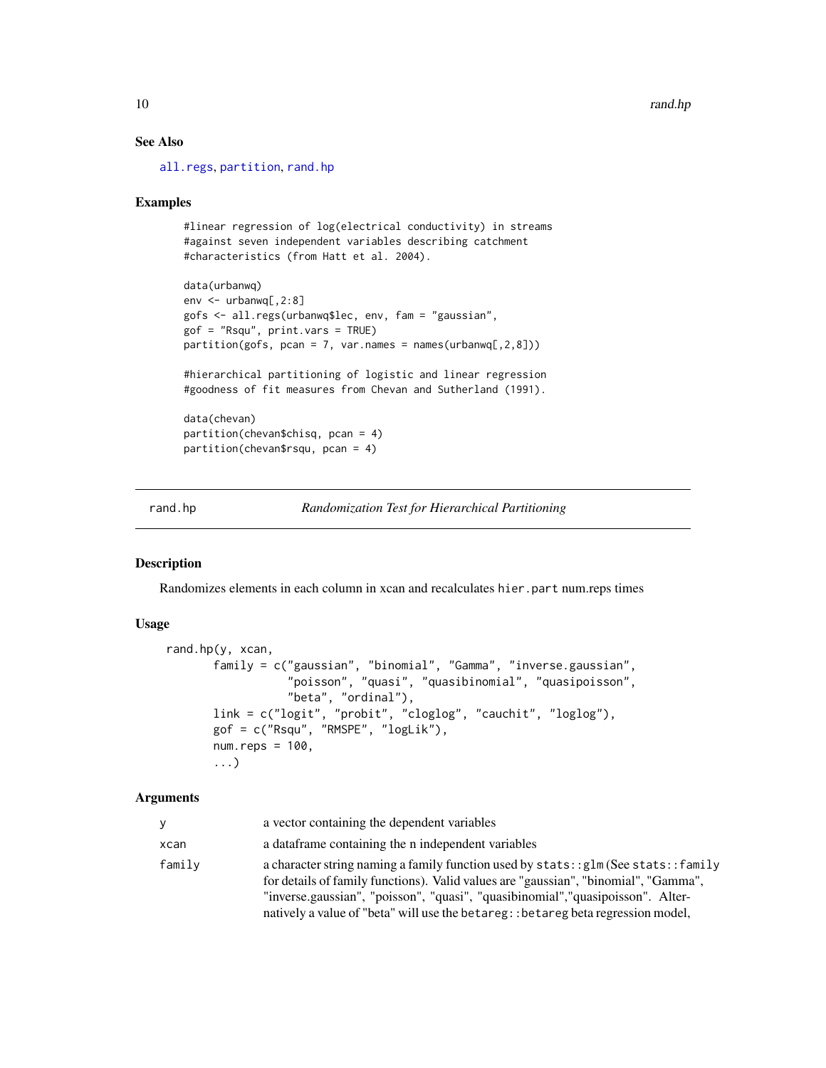## See Also

all.regs, partition, rand.hp

## Examples

```
#linear regression of log(electrical conductivity) in streams
#against seven independent variables describing catchment
#characteristics (from Hatt et al. 2004).

data(urbanwq)
env <- urbanwq[,2:8]
gofs <- all.regs(urbanwq$lec, env, fam = "gaussian",
gof = "Rsqu", print.vars = TRUE)
partition(gofs, pcan = 7, var.names = names(urbanwq[,2,8]))

#hierarchical partitioning of logistic and linear regression
#goodness of fit measures from Chevan and Sutherland (1991).

data(chevan)
partition(chevan$chisq, pcan = 4)
partition(chevan$rsqu, pcan = 4)
```

---

# rand.hp — *Randomization Test for Hierarchical Partitioning*

## Description

Randomizes elements in each column in xcan and recalculates `hier.part` num.reps times

## Usage

```
rand.hp(y, xcan,
       family = c("gaussian", "binomial", "Gamma", "inverse.gaussian",
                  "poisson", "quasi", "quasibinomial", "quasipoisson",
                  "beta", "ordinal"),
       link = c("logit", "probit", "cloglog", "cauchit", "loglog"),
       gof = c("Rsqu", "RMSPE", "logLik"),
       num.reps = 100,
       ...)
```

## Arguments

| | |
|---|---|
| `y` | a vector containing the dependent variables |
| `xcan` | a dataframe containing the n independent variables |
| `family` | a character string naming a family function used by `stats::glm` (See `stats::family` for details of family functions). Valid values are "gaussian", "binomial", "Gamma", "inverse.gaussian", "poisson", "quasi", "quasibinomial","quasipoisson". Alternatively a value of "beta" will use the `betareg::betareg` beta regression model, |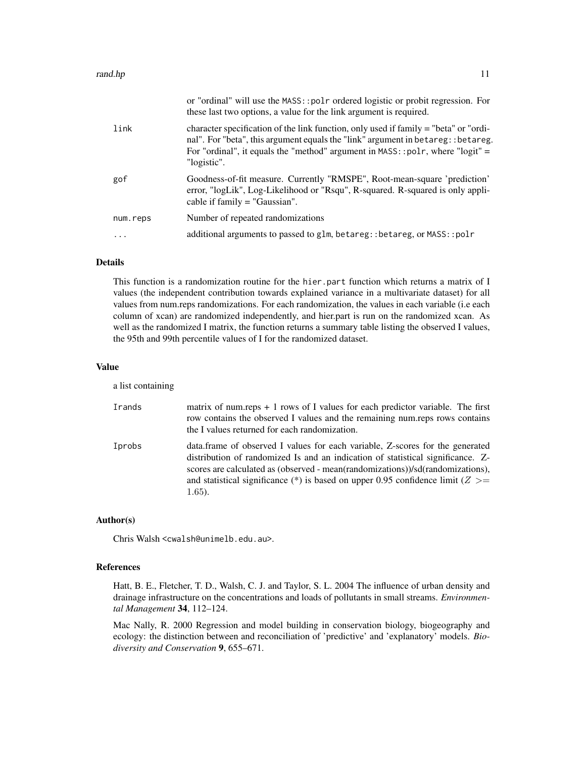| | |
|---|---|
| | or "ordinal" will use the `MASS::polr` ordered logistic or probit regression. For these last two options, a value for the link argument is required. |
| `link` | character specification of the link function, only used if family = "beta" or "ordinal". For "beta", this argument equals the "link" argument in `betareg::betareg`. For "ordinal", it equals the "method" argument in `MASS::polr`, where "logit" = "logistic". |
| `gof` | Goodness-of-fit measure. Currently "RMSPE", Root-mean-square 'prediction' error, "logLik", Log-Likelihood or "Rsqu", R-squared. R-squared is only applicable if family = "Gaussian". |
| `num.reps` | Number of repeated randomizations |
| `...` | additional arguments to passed to `glm`, `betareg::betareg`, or `MASS::polr` |

## Details

This function is a randomization routine for the `hier.part` function which returns a matrix of I values (the independent contribution towards explained variance in a multivariate dataset) for all values from num.reps randomizations. For each randomization, the values in each variable (i.e each column of xcan) are randomized independently, and hier.part is run on the randomized xcan. As well as the randomized I matrix, the function returns a summary table listing the observed I values, the 95th and 99th percentile values of I for the randomized dataset.

## Value

a list containing

| | |
|---|---|
| `Irands` | matrix of num.reps + 1 rows of I values for each predictor variable. The first row contains the observed I values and the remaining num.reps rows contains the I values returned for each randomization. |
| `Iprobs` | data.frame of observed I values for each variable, Z-scores for the generated distribution of randomized Is and an indication of statistical significance. Z-scores are calculated as (observed - mean(randomizations))/sd(randomizations), and statistical significance (*) is based on upper 0.95 confidence limit ($Z >= 1.65$). |

## Author(s)

Chris Walsh <cwalsh@unimelb.edu.au>.

## References

Hatt, B. E., Fletcher, T. D., Walsh, C. J. and Taylor, S. L. 2004 The influence of urban density and drainage infrastructure on the concentrations and loads of pollutants in small streams. *Environmental Management* **34**, 112–124.

Mac Nally, R. 2000 Regression and model building in conservation biology, biogeography and ecology: the distinction between and reconciliation of 'predictive' and 'explanatory' models. *Biodiversity and Conservation* **9**, 655–671.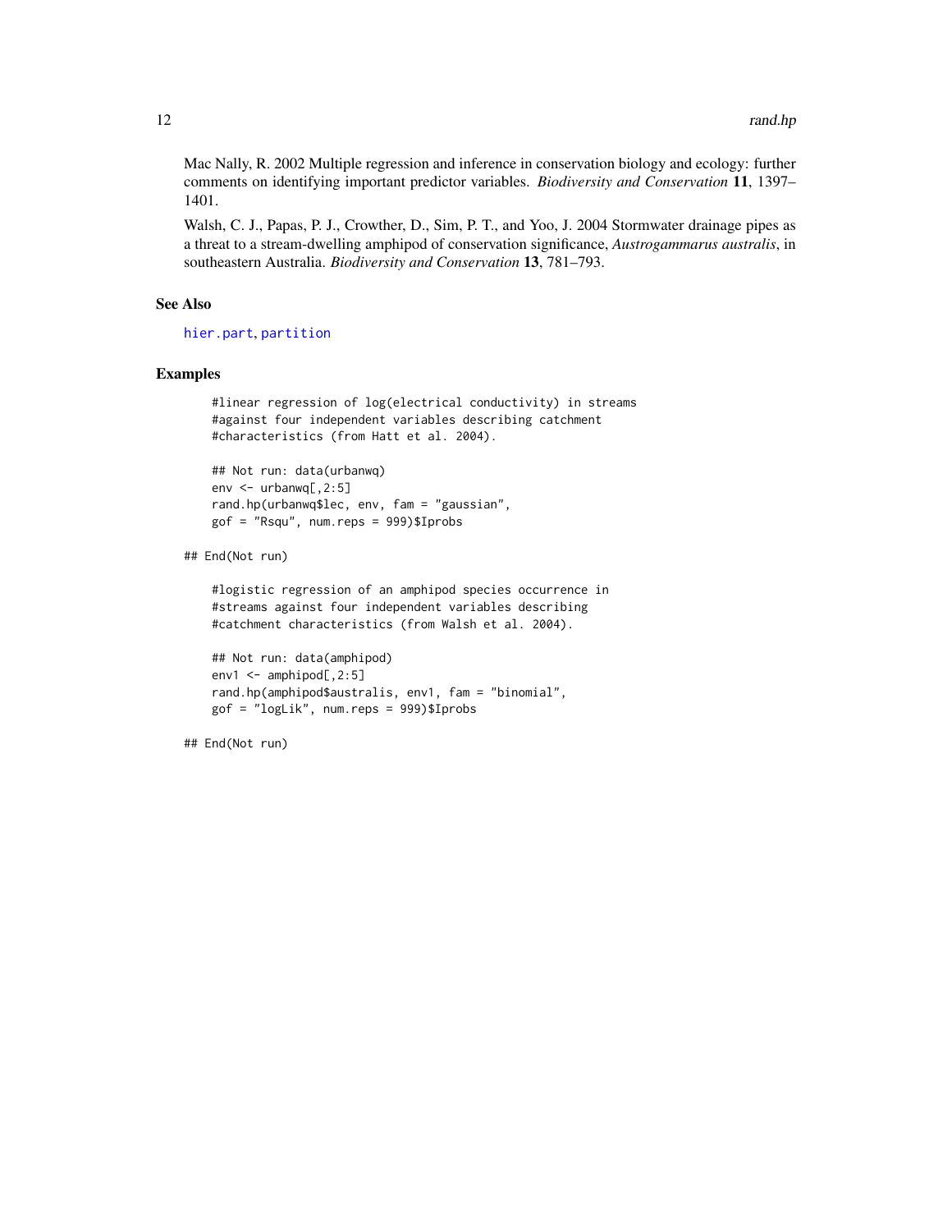Mac Nally, R. 2002 Multiple regression and inference in conservation biology and ecology: further comments on identifying important predictor variables. *Biodiversity and Conservation* **11**, 1397–1401.

Walsh, C. J., Papas, P. J., Crowther, D., Sim, P. T., and Yoo, J. 2004 Stormwater drainage pipes as a threat to a stream-dwelling amphipod of conservation significance, *Austrogammarus australis*, in southeastern Australia. *Biodiversity and Conservation* **13**, 781–793.

## See Also

hier.part, partition

## Examples

```
    #linear regression of log(electrical conductivity) in streams
    #against four independent variables describing catchment
    #characteristics (from Hatt et al. 2004).

    ## Not run: data(urbanwq)
    env <- urbanwq[,2:5]
    rand.hp(urbanwq$lec, env, fam = "gaussian",
    gof = "Rsqu", num.reps = 999)$Iprobs

## End(Not run)

    #logistic regression of an amphipod species occurrence in
    #streams against four independent variables describing
    #catchment characteristics (from Walsh et al. 2004).

    ## Not run: data(amphipod)
    env1 <- amphipod[,2:5]
    rand.hp(amphipod$australis, env1, fam = "binomial",
    gof = "logLik", num.reps = 999)$Iprobs

## End(Not run)
```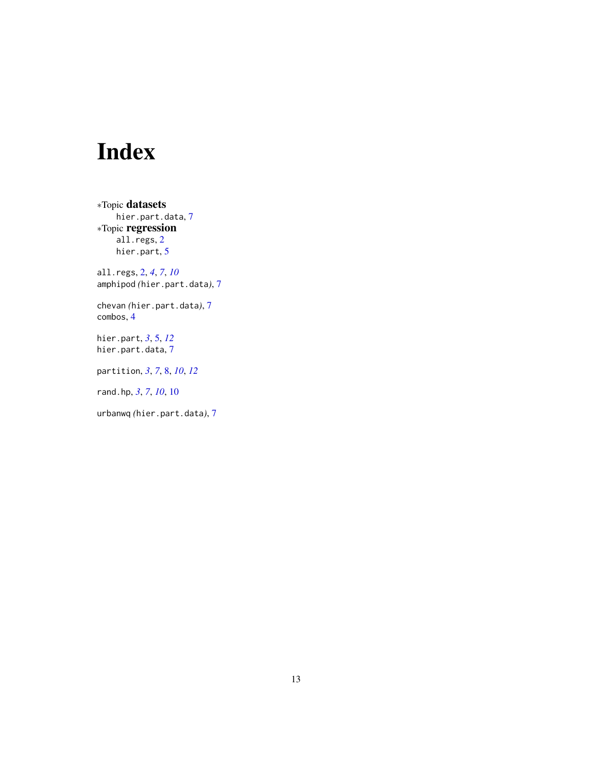# Index

∗Topic **datasets**

    hier.part.data, 7

∗Topic **regression**

    all.regs, 2
    hier.part, 5

all.regs, 2, *4*, *7*, *10*
amphipod *(*hier.part.data*)*, 7

chevan *(*hier.part.data*)*, 7
combos, 4

hier.part, *3*, 5, *12*
hier.part.data, 7

partition, *3*, *7*, 8, *10*, *12*

rand.hp, *3*, *7*, *10*, 10

urbanwq *(*hier.part.data*)*, 7